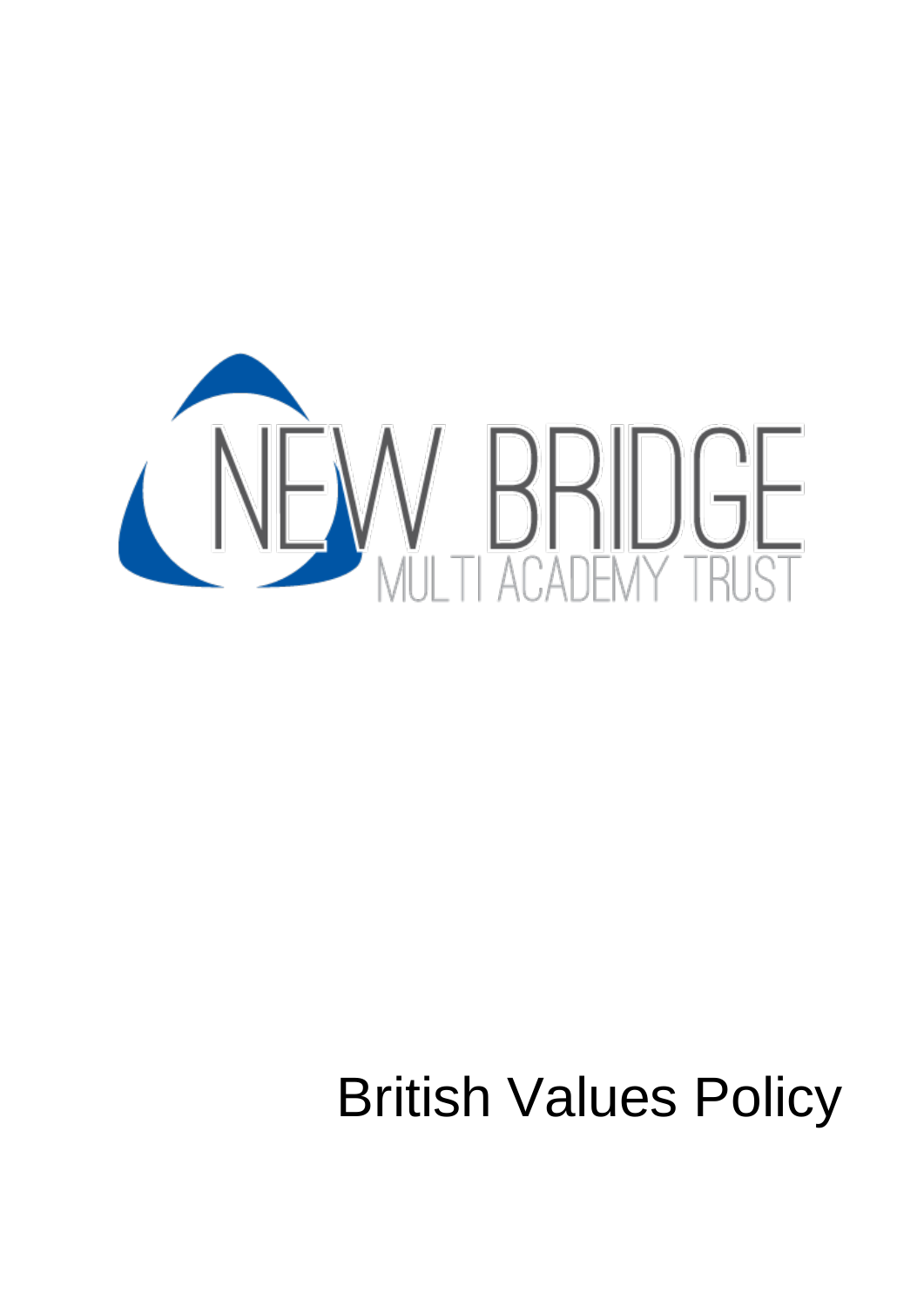NEW BRIDGE

MULTI ACADEMY TRUST

# British Values Policy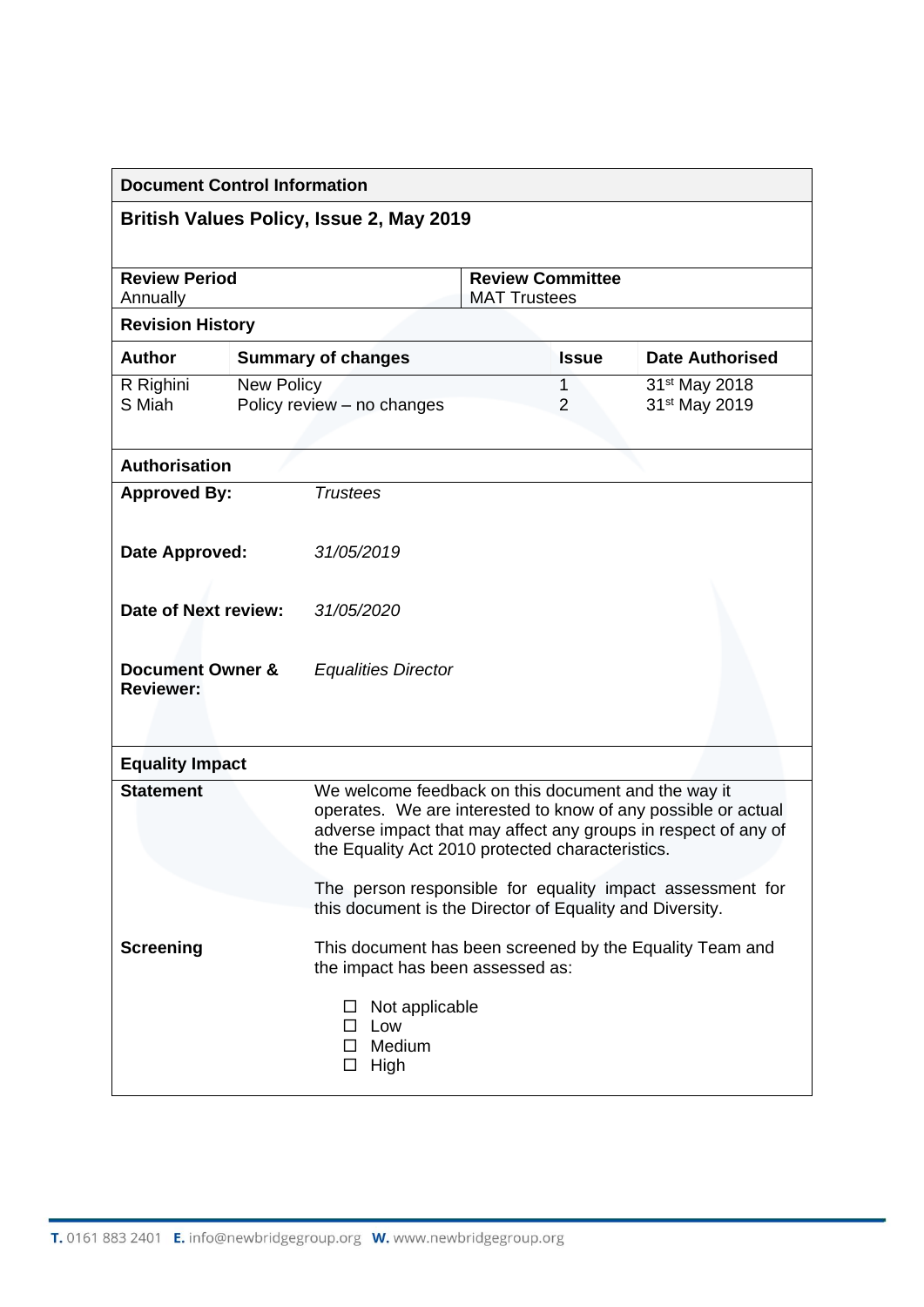| Document Control Information | | | |
|---|---|---|---|
| **British Values Policy, Issue 2, May 2019** | | | |
| **Review Period** Annually | | **Review Committee** MAT Trustees | |
| **Revision History** | | | |

| **Author** | **Summary of changes** | **Issue** | **Date Authorised** |
|---|---|---|---|
| R Righini | New Policy | 1 | 31st May 2018 |
| S Miah | Policy review – no changes | 2 | 31st May 2019 |

**Authorisation**

| | |
|---|---|
| **Approved By:** | *Trustees* |
| **Date Approved:** | *31/05/2019* |
| **Date of Next review:** | *31/05/2020* |
| **Document Owner & Reviewer:** | *Equalities Director* |

**Equality Impact**

| | |
|---|---|
| **Statement** | We welcome feedback on this document and the way it operates. We are interested to know of any possible or actual adverse impact that may affect any groups in respect of any of the Equality Act 2010 protected characteristics.<br><br>The person responsible for equality impact assessment for this document is the Director of Equality and Diversity. |
| **Screening** | This document has been screened by the Equality Team and the impact has been assessed as:<br><br>☐ Not applicable<br>☐ Low<br>☐ Medium<br>☐ High |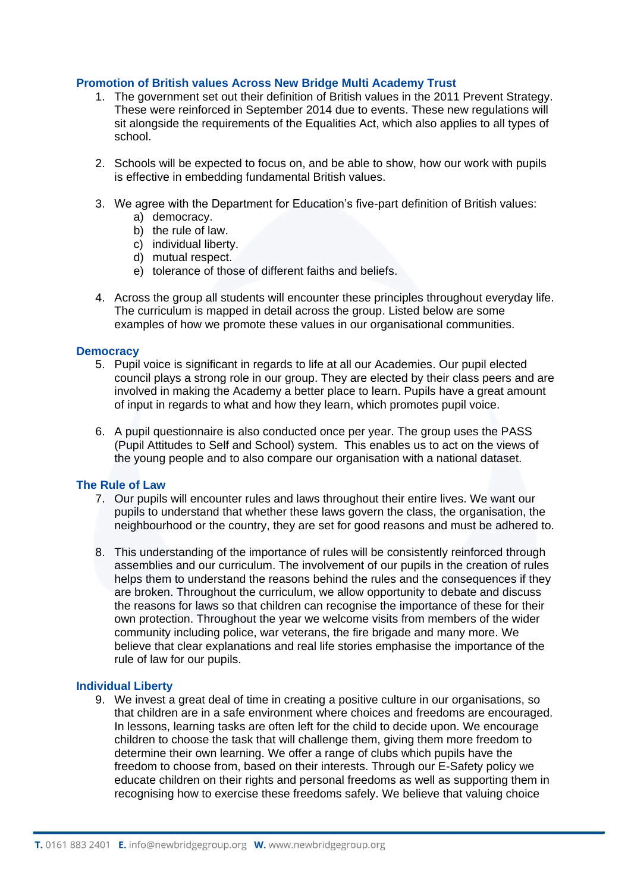## Promotion of British values Across New Bridge Multi Academy Trust

1. The government set out their definition of British values in the 2011 Prevent Strategy. These were reinforced in September 2014 due to events. These new regulations will sit alongside the requirements of the Equalities Act, which also applies to all types of school.

2. Schools will be expected to focus on, and be able to show, how our work with pupils is effective in embedding fundamental British values.

3. We agree with the Department for Education's five-part definition of British values:
   a) democracy.
   b) the rule of law.
   c) individual liberty.
   d) mutual respect.
   e) tolerance of those of different faiths and beliefs.

4. Across the group all students will encounter these principles throughout everyday life. The curriculum is mapped in detail across the group. Listed below are some examples of how we promote these values in our organisational communities.

## Democracy

5. Pupil voice is significant in regards to life at all our Academies. Our pupil elected council plays a strong role in our group. They are elected by their class peers and are involved in making the Academy a better place to learn. Pupils have a great amount of input in regards to what and how they learn, which promotes pupil voice.

6. A pupil questionnaire is also conducted once per year. The group uses the PASS (Pupil Attitudes to Self and School) system. This enables us to act on the views of the young people and to also compare our organisation with a national dataset.

## The Rule of Law

7. Our pupils will encounter rules and laws throughout their entire lives. We want our pupils to understand that whether these laws govern the class, the organisation, the neighbourhood or the country, they are set for good reasons and must be adhered to.

8. This understanding of the importance of rules will be consistently reinforced through assemblies and our curriculum. The involvement of our pupils in the creation of rules helps them to understand the reasons behind the rules and the consequences if they are broken. Throughout the curriculum, we allow opportunity to debate and discuss the reasons for laws so that children can recognise the importance of these for their own protection. Throughout the year we welcome visits from members of the wider community including police, war veterans, the fire brigade and many more. We believe that clear explanations and real life stories emphasise the importance of the rule of law for our pupils.

## Individual Liberty

9. We invest a great deal of time in creating a positive culture in our organisations, so that children are in a safe environment where choices and freedoms are encouraged. In lessons, learning tasks are often left for the child to decide upon. We encourage children to choose the task that will challenge them, giving them more freedom to determine their own learning. We offer a range of clubs which pupils have the freedom to choose from, based on their interests. Through our E-Safety policy we educate children on their rights and personal freedoms as well as supporting them in recognising how to exercise these freedoms safely. We believe that valuing choice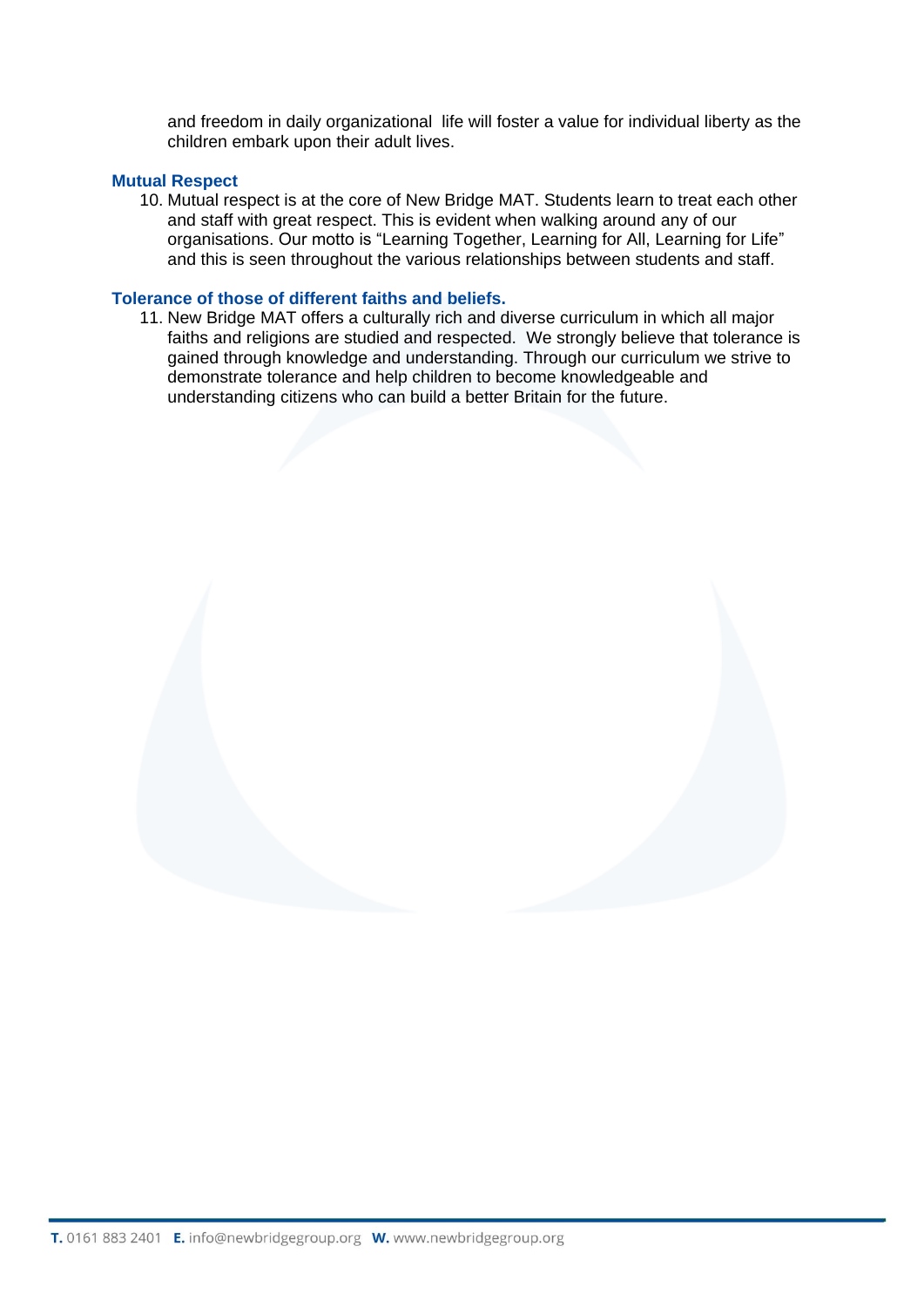and freedom in daily organizational life will foster a value for individual liberty as the children embark upon their adult lives.

### Mutual Respect

10. Mutual respect is at the core of New Bridge MAT. Students learn to treat each other and staff with great respect. This is evident when walking around any of our organisations. Our motto is "Learning Together, Learning for All, Learning for Life" and this is seen throughout the various relationships between students and staff.

### Tolerance of those of different faiths and beliefs.

11. New Bridge MAT offers a culturally rich and diverse curriculum in which all major faiths and religions are studied and respected. We strongly believe that tolerance is gained through knowledge and understanding. Through our curriculum we strive to demonstrate tolerance and help children to become knowledgeable and understanding citizens who can build a better Britain for the future.